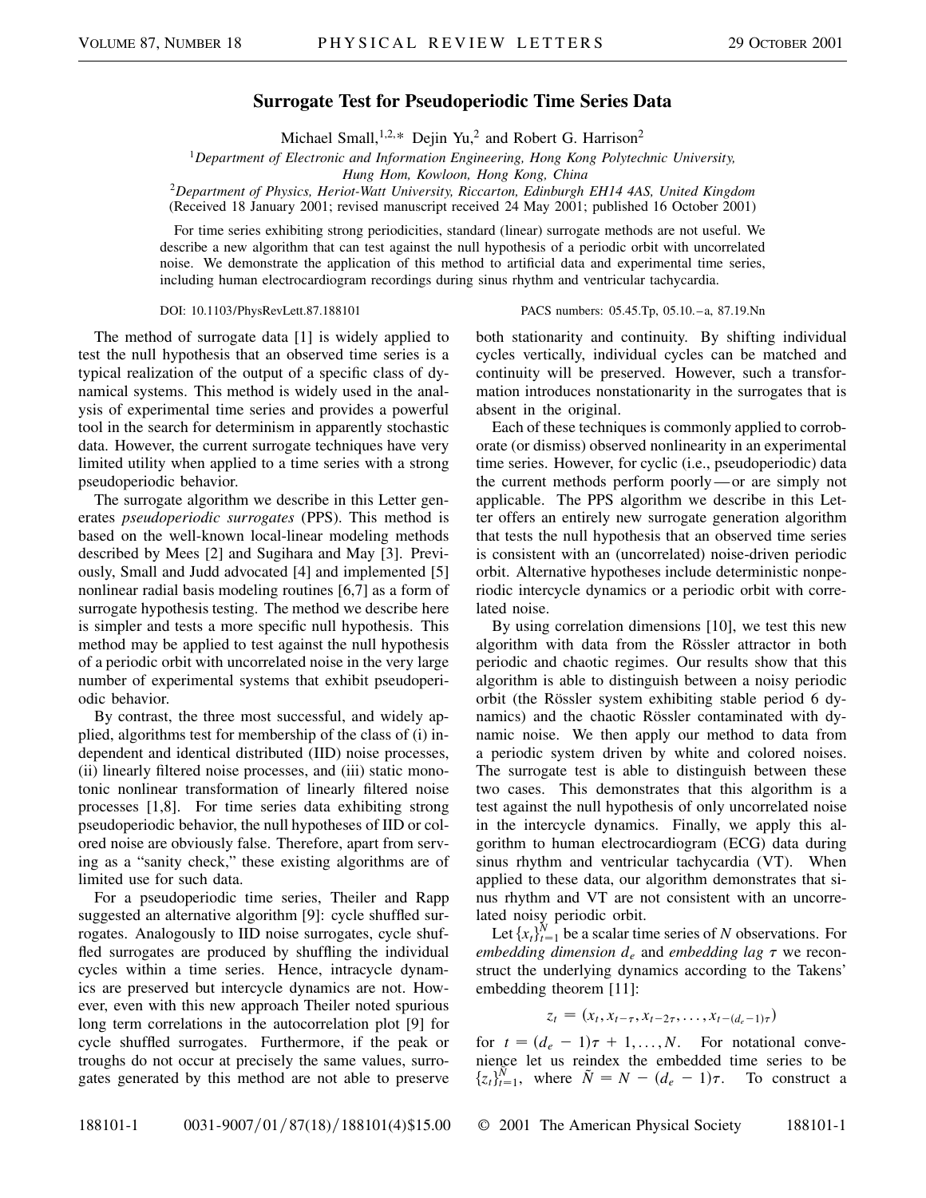# Surrogate Test for Pseudoperiodic Time Series Data

Michael Small,[1,2,*] Dejin Yu,[2] and Robert G. Harrison[2]

[1]*Department of Electronic and Information Engineering, Hong Kong Polytechnic University, Hung Hom, Kowloon, Hong Kong, China*

[2]*Department of Physics, Heriot-Watt University, Riccarton, Edinburgh EH14 4AS, United Kingdom*

(Received 18 January 2001; revised manuscript received 24 May 2001; published 16 October 2001)

For time series exhibiting strong periodicities, standard (linear) surrogate methods are not useful. We describe a new algorithm that can test against the null hypothesis of a periodic orbit with uncorrelated noise. We demonstrate the application of this method to artificial data and experimental time series, including human electrocardiogram recordings during sinus rhythm and ventricular tachycardia.

DOI: 10.1103/PhysRevLett.87.188101 PACS numbers: 05.45.Tp, 05.10.–a, 87.19.Nn

The method of surrogate data [1] is widely applied to test the null hypothesis that an observed time series is a typical realization of the output of a specific class of dynamical systems. This method is widely used in the analysis of experimental time series and provides a powerful tool in the search for determinism in apparently stochastic data. However, the current surrogate techniques have very limited utility when applied to a time series with a strong pseudoperiodic behavior.

The surrogate algorithm we describe in this Letter generates *pseudoperiodic surrogates* (PPS). This method is based on the well-known local-linear modeling methods described by Mees [2] and Sugihara and May [3]. Previously, Small and Judd advocated [4] and implemented [5] nonlinear radial basis modeling routines [6,7] as a form of surrogate hypothesis testing. The method we describe here is simpler and tests a more specific null hypothesis. This method may be applied to test against the null hypothesis of a periodic orbit with uncorrelated noise in the very large number of experimental systems that exhibit pseudoperiodic behavior.

By contrast, the three most successful, and widely applied, algorithms test for membership of the class of (i) independent and identical distributed (IID) noise processes, (ii) linearly filtered noise processes, and (iii) static monotonic nonlinear transformation of linearly filtered noise processes [1,8]. For time series data exhibiting strong pseudoperiodic behavior, the null hypotheses of IID or colored noise are obviously false. Therefore, apart from serving as a "sanity check," these existing algorithms are of limited use for such data.

For a pseudoperiodic time series, Theiler and Rapp suggested an alternative algorithm [9]: cycle shuffled surrogates. Analogously to IID noise surrogates, cycle shuffled surrogates are produced by shuffling the individual cycles within a time series. Hence, intracycle dynamics are preserved but intercycle dynamics are not. However, even with this new approach Theiler noted spurious long term correlations in the autocorrelation plot [9] for cycle shuffled surrogates. Furthermore, if the peak or troughs do not occur at precisely the same values, surrogates generated by this method are not able to preserve both stationarity and continuity. By shifting individual cycles vertically, individual cycles can be matched and continuity will be preserved. However, such a transformation introduces nonstationarity in the surrogates that is absent in the original.

Each of these techniques is commonly applied to corroborate (or dismiss) observed nonlinearity in an experimental time series. However, for cyclic (i.e., pseudoperiodic) data the current methods perform poorly—or are simply not applicable. The PPS algorithm we describe in this Letter offers an entirely new surrogate generation algorithm that tests the null hypothesis that an observed time series is consistent with an (uncorrelated) noise-driven periodic orbit. Alternative hypotheses include deterministic nonperiodic intercycle dynamics or a periodic orbit with correlated noise.

By using correlation dimensions [10], we test this new algorithm with data from the Rössler attractor in both periodic and chaotic regimes. Our results show that this algorithm is able to distinguish between a noisy periodic orbit (the Rössler system exhibiting stable period 6 dynamics) and the chaotic Rössler contaminated with dynamic noise. We then apply our method to data from a periodic system driven by white and colored noises. The surrogate test is able to distinguish between these two cases. This demonstrates that this algorithm is a test against the null hypothesis of only uncorrelated noise in the intercycle dynamics. Finally, we apply this algorithm to human electrocardiogram (ECG) data during sinus rhythm and ventricular tachycardia (VT). When applied to these data, our algorithm demonstrates that sinus rhythm and VT are not consistent with an uncorrelated noisy periodic orbit.

Let $\{x_t\}_{t=1}^{N}$ be a scalar time series of $N$ observations. For *embedding dimension* $d_e$ and *embedding lag* $\tau$ we reconstruct the underlying dynamics according to the Takens' embedding theorem [11]:

$$z_t = (x_t, x_{t-\tau}, x_{t-2\tau}, \ldots, x_{t-(d_e-1)\tau})$$

for $t = (d_e - 1)\tau + 1, \ldots, N$. For notational convenience let us reindex the embedded time series to be $\{z_t\}_{t=1}^{\tilde{N}}$, where $\tilde{N} = N - (d_e - 1)\tau$. To construct a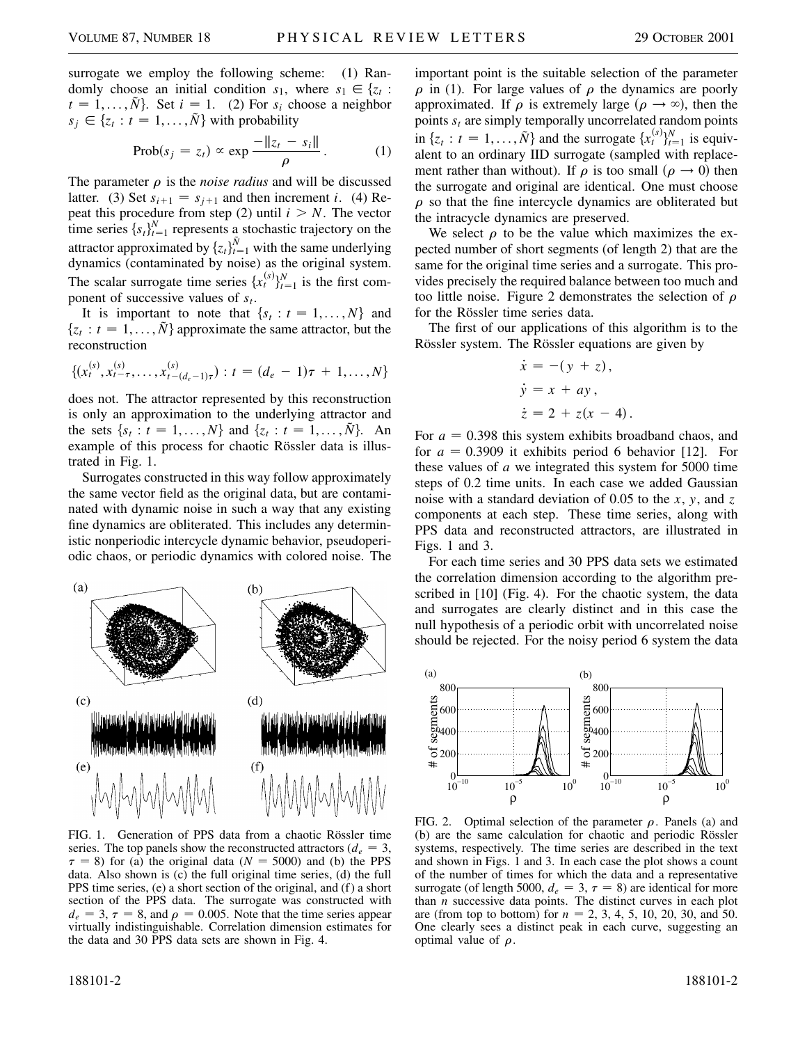surrogate we employ the following scheme: (1) Randomly choose an initial condition $s_1$, where $s_1 \in \{z_t : t = 1, \ldots, \tilde{N}\}$. Set $i = 1$. (2) For $s_i$ choose a neighbor $s_j \in \{z_t : t = 1, \ldots, \tilde{N}\}$ with probability

$$\text{Prob}(s_j = z_t) \propto \exp \frac{-\|z_t - s_i\|}{\rho}. \qquad (1)$$

The parameter $\rho$ is the *noise radius* and will be discussed latter. (3) Set $s_{i+1} = s_{j+1}$ and then increment $i$. (4) Repeat this procedure from step (2) until $i > N$. The vector time series $\{s_t\}_{t=1}^{N}$ represents a stochastic trajectory on the attractor approximated by $\{z_t\}_{t=1}^{\tilde{N}}$ with the same underlying dynamics (contaminated by noise) as the original system. The scalar surrogate time series $\{x_t^{(s)}\}_{t=1}^{N}$ is the first component of successive values of $s_t$.

It is important to note that $\{s_t : t = 1, \ldots, N\}$ and $\{z_t : t = 1, \ldots, \tilde{N}\}$ approximate the same attractor, but the reconstruction

$$\{(x_t^{(s)}, x_{t-\tau}^{(s)}, \ldots, x_{t-(d_e-1)\tau}^{(s)}) : t = (d_e - 1)\tau + 1, \ldots, N\}$$

does not. The attractor represented by this reconstruction is only an approximation to the underlying attractor and the sets $\{s_t : t = 1, \ldots, N\}$ and $\{z_t : t = 1, \ldots, \tilde{N}\}$. An example of this process for chaotic Rössler data is illustrated in Fig. 1.

Surrogates constructed in this way follow approximately the same vector field as the original data, but are contaminated with dynamic noise in such a way that any existing fine dynamics are obliterated. This includes any deterministic nonperiodic intercycle dynamic behavior, pseudoperiodic chaos, or periodic dynamics with colored noise. The important point is the suitable selection of the parameter $\rho$ in (1). For large values of $\rho$ the dynamics are poorly approximated. If $\rho$ is extremely large ($\rho \to \infty$), then the points $s_t$ are simply temporally uncorrelated random points in $\{z_t : t = 1, \ldots, \tilde{N}\}$ and the surrogate $\{x_t^{(s)}\}_{t=1}^{N}$ is equivalent to an ordinary IID surrogate (sampled with replacement rather than without). If $\rho$ is too small ($\rho \to 0$) then the surrogate and original are identical. One must choose $\rho$ so that the fine intercycle dynamics are obliterated but the intracycle dynamics are preserved.

We select $\rho$ to be the value which maximizes the expected number of short segments (of length 2) that are the same for the original time series and a surrogate. This provides precisely the required balance between too much and too little noise. Figure 2 demonstrates the selection of $\rho$ for the Rössler time series data.

The first of our applications of this algorithm is to the Rössler system. The Rössler equations are given by

$$\dot{x} = -(y + z),$$
$$\dot{y} = x + ay,$$
$$\dot{z} = 2 + z(x - 4).$$

For $a = 0.398$ this system exhibits broadband chaos, and for $a = 0.3909$ it exhibits period 6 behavior [12]. For these values of $a$ we integrated this system for 5000 time steps of 0.2 time units. In each case we added Gaussian noise with a standard deviation of 0.05 to the $x$, $y$, and $z$ components at each step. These time series, along with PPS data and reconstructed attractors, are illustrated in Figs. 1 and 3.

For each time series and 30 PPS data sets we estimated the correlation dimension according to the algorithm prescribed in [10] (Fig. 4). For the chaotic system, the data and surrogates are clearly distinct and in this case the null hypothesis of a periodic orbit with uncorrelated noise should be rejected. For the noisy period 6 system the data

FIG. 1. Generation of PPS data from a chaotic Rössler time series. The top panels show the reconstructed attractors ($d_e = 3$, $\tau = 8$) for (a) the original data ($N = 5000$) and (b) the PPS data. Also shown is (c) the full original time series, (d) the full PPS time series, (e) a short section of the original, and (f) a short section of the PPS data. The surrogate was constructed with $d_e = 3$, $\tau = 8$, and $\rho = 0.005$. Note that the time series appear virtually indistinguishable. Correlation dimension estimates for the data and 30 PPS data sets are shown in Fig. 4.

FIG. 2. Optimal selection of the parameter $\rho$. Panels (a) and (b) are the same calculation for chaotic and periodic Rössler systems, respectively. The time series are described in the text and shown in Figs. 1 and 3. In each case the plot shows a count of the number of times for which the data and a representative surrogate (of length 5000, $d_e = 3$, $\tau = 8$) are identical for more than $n$ successive data points. The distinct curves in each plot are (from top to bottom) for $n = 2$, 3, 4, 5, 10, 20, 30, and 50. One clearly sees a distinct peak in each curve, suggesting an optimal value of $\rho$.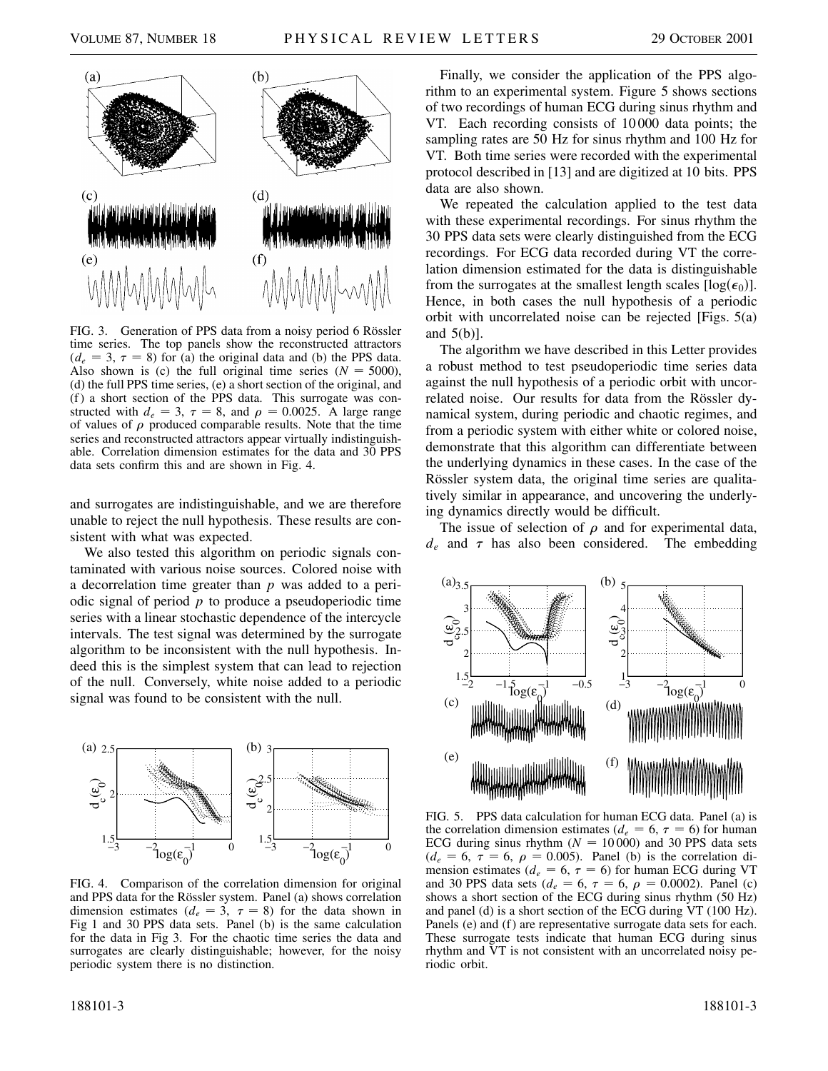FIG. 3. Generation of PPS data from a noisy period 6 Rössler time series. The top panels show the reconstructed attractors ($d_e = 3$, $\tau = 8$) for (a) the original data and (b) the PPS data. Also shown is (c) the full original time series ($N = 5000$), (d) the full PPS time series, (e) a short section of the original, and (f) a short section of the PPS data. This surrogate was constructed with $d_e = 3$, $\tau = 8$, and $\rho = 0.0025$. A large range of values of $\rho$ produced comparable results. Note that the time series and reconstructed attractors appear virtually indistinguishable. Correlation dimension estimates for the data and 30 PPS data sets confirm this and are shown in Fig. 4.

and surrogates are indistinguishable, and we are therefore unable to reject the null hypothesis. These results are consistent with what was expected.

We also tested this algorithm on periodic signals contaminated with various noise sources. Colored noise with a decorrelation time greater than $p$ was added to a periodic signal of period $p$ to produce a pseudoperiodic time series with a linear stochastic dependence of the intercycle intervals. The test signal was determined by the surrogate algorithm to be inconsistent with the null hypothesis. Indeed this is the simplest system that can lead to rejection of the null. Conversely, white noise added to a periodic signal was found to be consistent with the null.

FIG. 4. Comparison of the correlation dimension for original and PPS data for the Rössler system. Panel (a) shows correlation dimension estimates ($d_e = 3$, $\tau = 8$) for the data shown in Fig 1 and 30 PPS data sets. Panel (b) is the same calculation for the data in Fig 3. For the chaotic time series the data and surrogates are clearly distinguishable; however, for the noisy periodic system there is no distinction.

Finally, we consider the application of the PPS algorithm to an experimental system. Figure 5 shows sections of two recordings of human ECG during sinus rhythm and VT. Each recording consists of 10 000 data points; the sampling rates are 50 Hz for sinus rhythm and 100 Hz for VT. Both time series were recorded with the experimental protocol described in [13] and are digitized at 10 bits. PPS data are also shown.

We repeated the calculation applied to the test data with these experimental recordings. For sinus rhythm the 30 PPS data sets were clearly distinguished from the ECG recordings. For ECG data recorded during VT the correlation dimension estimated for the data is distinguishable from the surrogates at the smallest length scales [$\log(\epsilon_0)$]. Hence, in both cases the null hypothesis of a periodic orbit with uncorrelated noise can be rejected [Figs. 5(a) and 5(b)].

The algorithm we have described in this Letter provides a robust method to test pseudoperiodic time series data against the null hypothesis of a periodic orbit with uncorrelated noise. Our results for data from the Rössler dynamical system, during periodic and chaotic regimes, and from a periodic system with either white or colored noise, demonstrate that this algorithm can differentiate between the underlying dynamics in these cases. In the case of the Rössler system data, the original time series are qualitatively similar in appearance, and uncovering the underlying dynamics directly would be difficult.

The issue of selection of $\rho$ and for experimental data, $d_e$ and $\tau$ has also been considered. The embedding

FIG. 5. PPS data calculation for human ECG data. Panel (a) is the correlation dimension estimates ($d_e = 6$, $\tau = 6$) for human ECG during sinus rhythm ($N = 10\,000$) and 30 PPS data sets ($d_e = 6$, $\tau = 6$, $\rho = 0.005$). Panel (b) is the correlation dimension estimates ($d_e = 6$, $\tau = 6$) for human ECG during VT and 30 PPS data sets ($d_e = 6$, $\tau = 6$, $\rho = 0.0002$). Panel (c) shows a short section of the ECG during sinus rhythm (50 Hz) and panel (d) is a short section of the ECG during VT (100 Hz). Panels (e) and (f) are representative surrogate data sets for each. These surrogate tests indicate that human ECG during sinus rhythm and VT is not consistent with an uncorrelated noisy periodic orbit.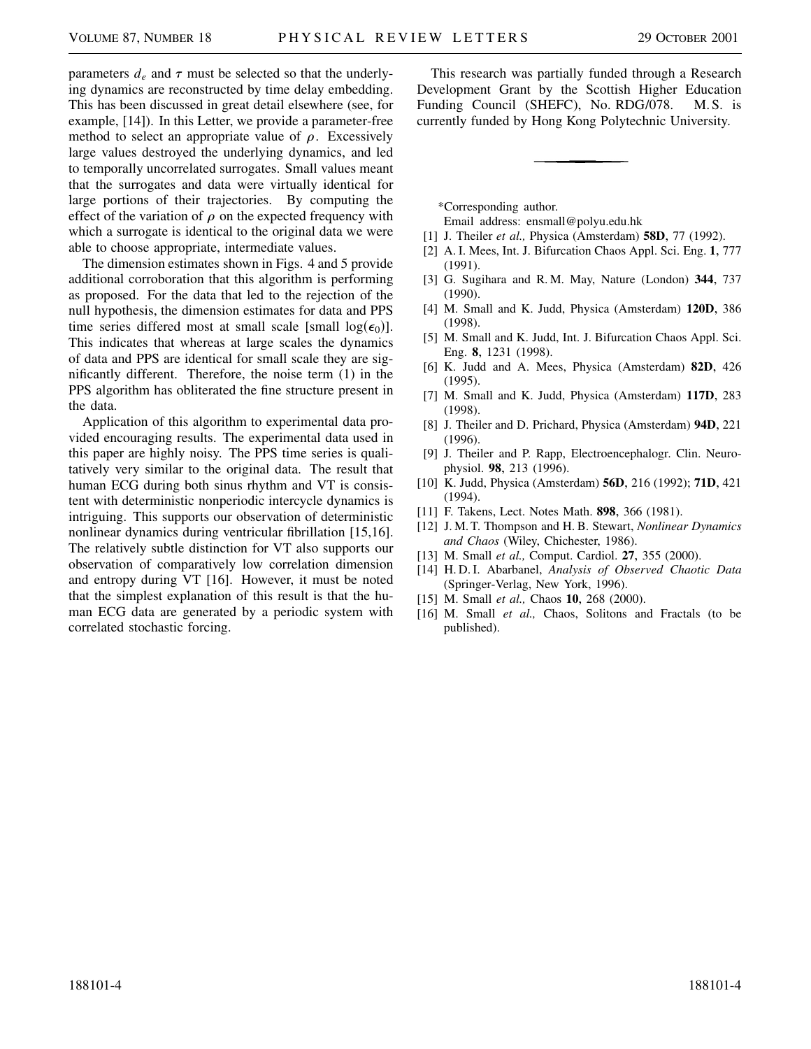parameters $d_e$ and $\tau$ must be selected so that the underlying dynamics are reconstructed by time delay embedding. This has been discussed in great detail elsewhere (see, for example, [14]). In this Letter, we provide a parameter-free method to select an appropriate value of $\rho$. Excessively large values destroyed the underlying dynamics, and led to temporally uncorrelated surrogates. Small values meant that the surrogates and data were virtually identical for large portions of their trajectories. By computing the effect of the variation of $\rho$ on the expected frequency with which a surrogate is identical to the original data we were able to choose appropriate, intermediate values.

The dimension estimates shown in Figs. 4 and 5 provide additional corroboration that this algorithm is performing as proposed. For the data that led to the rejection of the null hypothesis, the dimension estimates for data and PPS time series differed most at small scale [small $\log(\epsilon_0)$]. This indicates that whereas at large scales the dynamics of data and PPS are identical for small scale they are significantly different. Therefore, the noise term (1) in the PPS algorithm has obliterated the fine structure present in the data.

Application of this algorithm to experimental data provided encouraging results. The experimental data used in this paper are highly noisy. The PPS time series is qualitatively very similar to the original data. The result that human ECG during both sinus rhythm and VT is consistent with deterministic nonperiodic intercycle dynamics is intriguing. This supports our observation of deterministic nonlinear dynamics during ventricular fibrillation [15,16]. The relatively subtle distinction for VT also supports our observation of comparatively low correlation dimension and entropy during VT [16]. However, it must be noted that the simplest explanation of this result is that the human ECG data are generated by a periodic system with correlated stochastic forcing.

This research was partially funded through a Research Development Grant by the Scottish Higher Education Funding Council (SHEFC), No. RDG/078. M. S. is currently funded by Hong Kong Polytechnic University.

---

*Corresponding author.
Email address: ensmall@polyu.edu.hk

[1] J. Theiler *et al.,* Physica (Amsterdam) **58D**, 77 (1992).

[2] A. I. Mees, Int. J. Bifurcation Chaos Appl. Sci. Eng. **1**, 777 (1991).

[3] G. Sugihara and R. M. May, Nature (London) **344**, 737 (1990).

[4] M. Small and K. Judd, Physica (Amsterdam) **120D**, 386 (1998).

[5] M. Small and K. Judd, Int. J. Bifurcation Chaos Appl. Sci. Eng. **8**, 1231 (1998).

[6] K. Judd and A. Mees, Physica (Amsterdam) **82D**, 426 (1995).

[7] M. Small and K. Judd, Physica (Amsterdam) **117D**, 283 (1998).

[8] J. Theiler and D. Prichard, Physica (Amsterdam) **94D**, 221 (1996).

[9] J. Theiler and P. Rapp, Electroencephalogr. Clin. Neurophysiol. **98**, 213 (1996).

[10] K. Judd, Physica (Amsterdam) **56D**, 216 (1992); **71D**, 421 (1994).

[11] F. Takens, Lect. Notes Math. **898**, 366 (1981).

[12] J. M. T. Thompson and H. B. Stewart, *Nonlinear Dynamics and Chaos* (Wiley, Chichester, 1986).

[13] M. Small *et al.,* Comput. Cardiol. **27**, 355 (2000).

[14] H. D. I. Abarbanel, *Analysis of Observed Chaotic Data* (Springer-Verlag, New York, 1996).

[15] M. Small *et al.,* Chaos **10**, 268 (2000).

[16] M. Small *et al.,* Chaos, Solitons and Fractals (to be published).